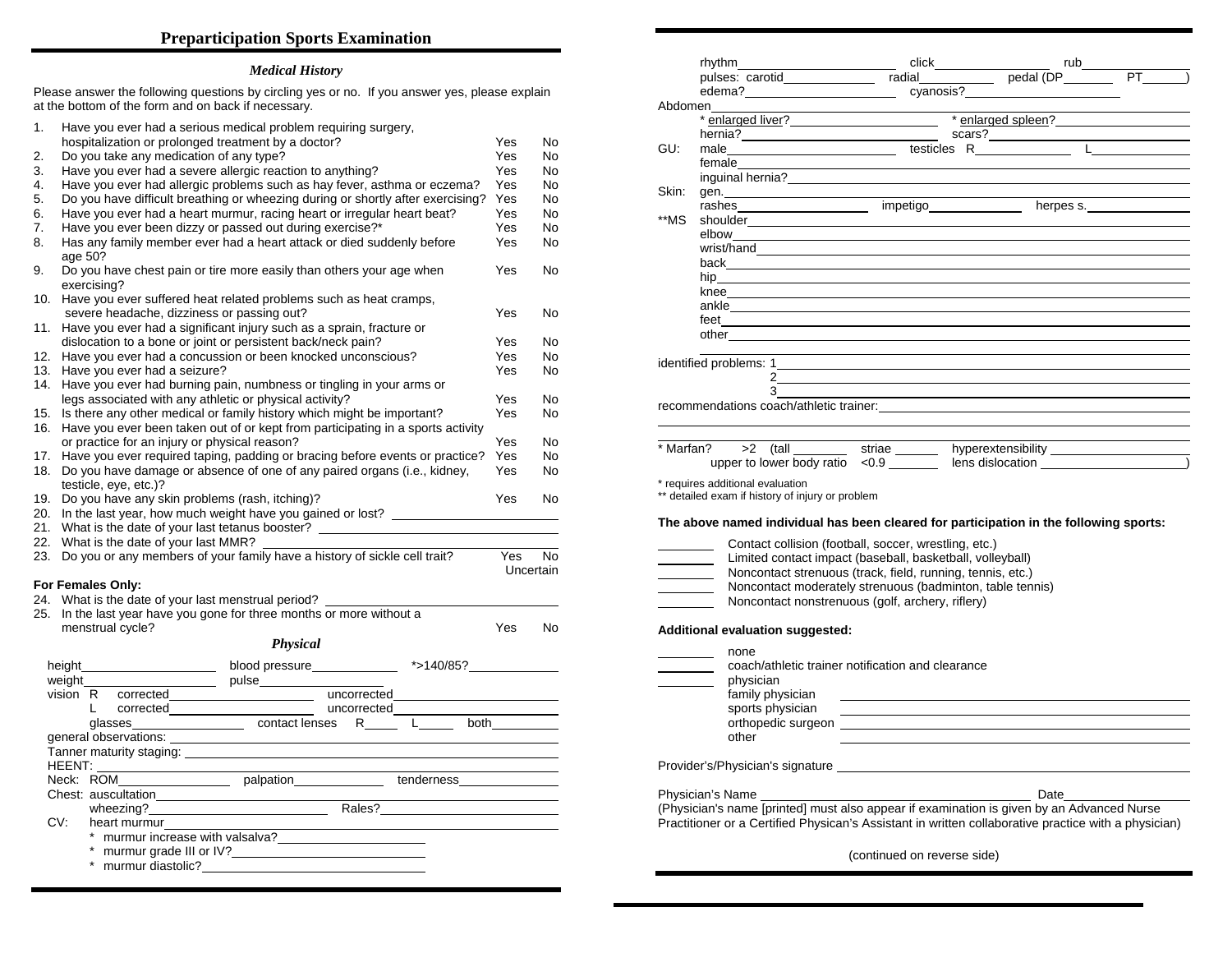# Preparticipation Sports Examination

## *Medical History*

Please answer the following questions by circling yes or no. If you answer yes, please explain at the bottom of the form and on back if necessary.

| # | Question | | |
|---|---|---|---|
| 1. | Have you ever had a serious medical problem requiring surgery, hospitalization or prolonged treatment by a doctor? | Yes | No |
| 2. | Do you take any medication of any type? | Yes | No |
| 3. | Have you ever had a severe allergic reaction to anything? | Yes | No |
| 4. | Have you ever had allergic problems such as hay fever, asthma or eczema? | Yes | No |
| 5. | Do you have difficult breathing or wheezing during or shortly after exercising? | Yes | No |
| 6. | Have you ever had a heart murmur, racing heart or irregular heart beat? | Yes | No |
| 7. | Have you ever been dizzy or passed out during exercise?* | Yes | No |
| 8. | Has any family member ever had a heart attack or died suddenly before age 50? | Yes | No |
| 9. | Do you have chest pain or tire more easily than others your age when exercising? | Yes | No |
| 10. | Have you ever suffered heat related problems such as heat cramps, severe headache, dizziness or passing out? | Yes | No |
| 11. | Have you ever had a significant injury such as a sprain, fracture or dislocation to a bone or joint or persistent back/neck pain? | Yes | No |
| 12. | Have you ever had a concussion or been knocked unconscious? | Yes | No |
| 13. | Have you ever had a seizure? | Yes | No |
| 14. | Have you ever had burning pain, numbness or tingling in your arms or legs associated with any athletic or physical activity? | Yes | No |
| 15. | Is there any other medical or family history which might be important? | Yes | No |
| 16. | Have you ever been taken out of or kept from participating in a sports activity or practice for an injury or physical reason? | Yes | No |
| 17. | Have you ever required taping, padding or bracing before events or practice? | Yes | No |
| 18. | Do you have damage or absence of one of any paired organs (i.e., kidney, testicle, eye, etc.)? | Yes | No |
| 19. | Do you have any skin problems (rash, itching)? | Yes | No |

20. In the last year, how much weight have you gained or lost? ____________
21. What is the date of your last tetanus booster? ____________
22. What is the date of your last MMR? ____________
23. Do you or any members of your family have a history of sickle cell trait? Yes No Uncertain

**For Females Only:**

24. What is the date of your last menstrual period? ____________
25. In the last year have you gone for three months or more without a menstrual cycle? Yes No

## *Physical*

height__________ blood pressure__________ *>140/85?__________
weight__________ pulse__________
vision R corrected__________ uncorrected__________
L corrected__________ uncorrected__________
glasses__________ contact lenses R_____ L_____ both__________
general observations: __________
Tanner maturity staging: __________
HEENT: __________
Neck: ROM__________ palpation__________ tenderness__________
Chest: auscultation__________
wheezing?__________ Rales?__________
CV: heart murmur__________
* murmur increase with valsalva?__________
* murmur grade III or IV?__________
* murmur diastolic?__________
rhythm__________ click__________ rub__________
pulses: carotid__________ radial__________ pedal (DP__________ PT__________)
edema?__________ cyanosis?__________
Abdomen__________
* enlarged liver?__________ * enlarged spleen?__________
hernia?__________ scars?__________
GU: male__________ testicles R__________ L__________
female__________
inguinal hernia?__________
Skin: gen.__________
rashes__________ impetigo__________ herpes s.__________
**MS shoulder__________
elbow__________
wrist/hand__________
back__________
hip__________
knee__________
ankle__________
feet__________
other__________

identified problems: 1__________
2__________
3__________
recommendations coach/athletic trainer:__________

* Marfan? >2 (tall __________ striae __________ hyperextensibility __________
upper to lower body ratio <0.9 __________ lens dislocation __________)

* requires additional evaluation
** detailed exam if history of injury or problem

**The above named individual has been cleared for participation in the following sports:**

_____ Contact collision (football, soccer, wrestling, etc.)
_____ Limited contact impact (baseball, basketball, volleyball)
_____ Noncontact strenuous (track, field, running, tennis, etc.)
_____ Noncontact moderately strenuous (badminton, table tennis)
_____ Noncontact nonstrenuous (golf, archery, riflery)

**Additional evaluation suggested:**

_____ none
_____ coach/athletic trainer notification and clearance
_____ physician
family physician __________
sports physician __________
orthopedic surgeon __________
other __________

Provider's/Physician's signature __________

Physician's Name __________ Date__________
(Physician's name [printed] must also appear if examination is given by an Advanced Nurse Practitioner or a Certified Physican's Assistant in written collaborative practice with a physician)

(continued on reverse side)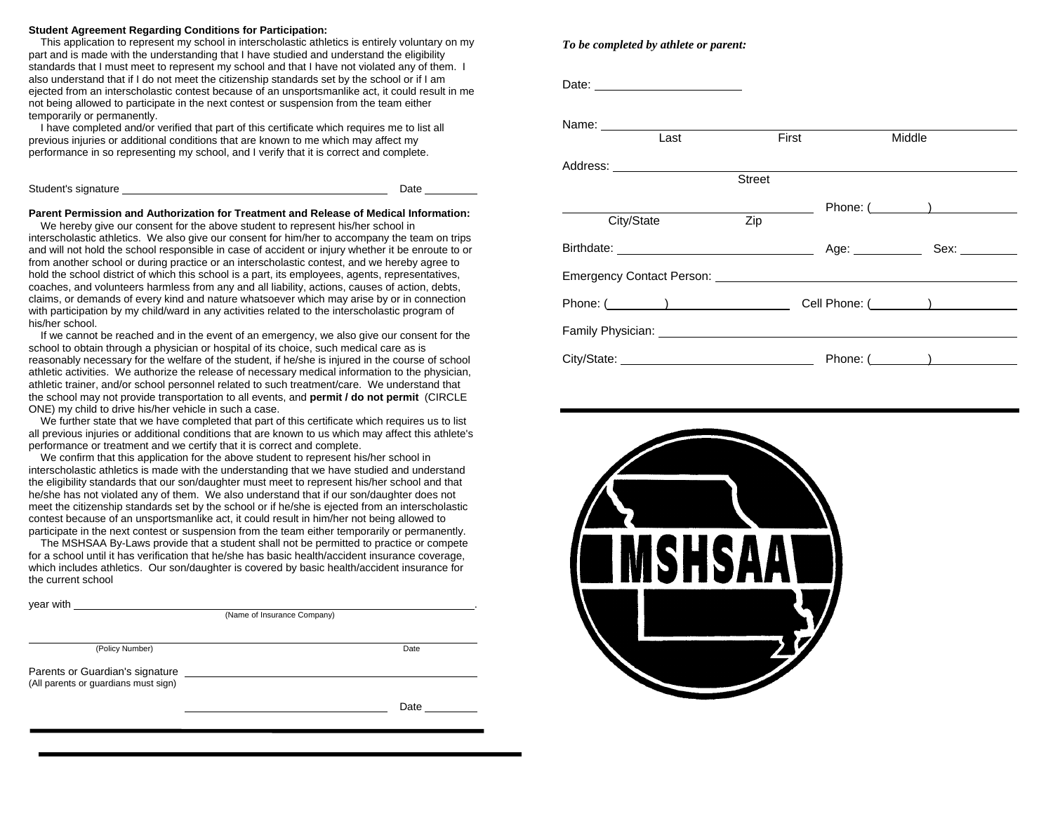**Student Agreement Regarding Conditions for Participation:**

This application to represent my school in interscholastic athletics is entirely voluntary on my part and is made with the understanding that I have studied and understand the eligibility standards that I must meet to represent my school and that I have not violated any of them. I also understand that if I do not meet the citizenship standards set by the school or if I am ejected from an interscholastic contest because of an unsportsmanlike act, it could result in me not being allowed to participate in the next contest or suspension from the team either temporarily or permanently.

I have completed and/or verified that part of this certificate which requires me to list all previous injuries or additional conditions that are known to me which may affect my performance in so representing my school, and I verify that it is correct and complete.

Student's signature ______________________________ Date ________

**Parent Permission and Authorization for Treatment and Release of Medical Information:**

We hereby give our consent for the above student to represent his/her school in interscholastic athletics. We also give our consent for him/her to accompany the team on trips and will not hold the school responsible in case of accident or injury whether it be enroute to or from another school or during practice or an interscholastic contest, and we hereby agree to hold the school district of which this school is a part, its employees, agents, representatives, coaches, and volunteers harmless from any and all liability, actions, causes of action, debts, claims, or demands of every kind and nature whatsoever which may arise by or in connection with participation by my child/ward in any activities related to the interscholastic program of his/her school.

If we cannot be reached and in the event of an emergency, we also give our consent for the school to obtain through a physician or hospital of its choice, such medical care as is reasonably necessary for the welfare of the student, if he/she is injured in the course of school athletic activities. We authorize the release of necessary medical information to the physician, athletic trainer, and/or school personnel related to such treatment/care. We understand that the school may not provide transportation to all events, and **permit / do not permit** (CIRCLE ONE) my child to drive his/her vehicle in such a case.

We further state that we have completed that part of this certificate which requires us to list all previous injuries or additional conditions that are known to us which may affect this athlete's performance or treatment and we certify that it is correct and complete.

We confirm that this application for the above student to represent his/her school in interscholastic athletics is made with the understanding that we have studied and understand the eligibility standards that our son/daughter must meet to represent his/her school and that he/she has not violated any of them. We also understand that if our son/daughter does not meet the citizenship standards set by the school or if he/she is ejected from an interscholastic contest because of an unsportsmanlike act, it could result in him/her not being allowed to participate in the next contest or suspension from the team either temporarily or permanently.

The MSHSAA By-Laws provide that a student shall not be permitted to practice or compete for a school until it has verification that he/she has basic health/accident insurance coverage, which includes athletics. Our son/daughter is covered by basic health/accident insurance for the current school

year with ______________________________________________.
(Name of Insurance Company)

______________________________________________
(Policy Number) Date

Parents or Guardian's signature ______________________________
(All parents or guardians must sign)

______________________________ Date ________

*To be completed by athlete or parent:*

Date: ____________________

Name: ______________________________________________
Last First Middle

Address: ______________________________________________
Street

______________________________ Phone: (________) ____________
City/State Zip

Birthdate: ____________________ Age: __________ Sex: ________

Emergency Contact Person: ______________________________

Phone: (________) ______________ Cell Phone: (________) ____________

Family Physician: ______________________________

City/State: ____________________ Phone: (________) ____________

MSHSAA